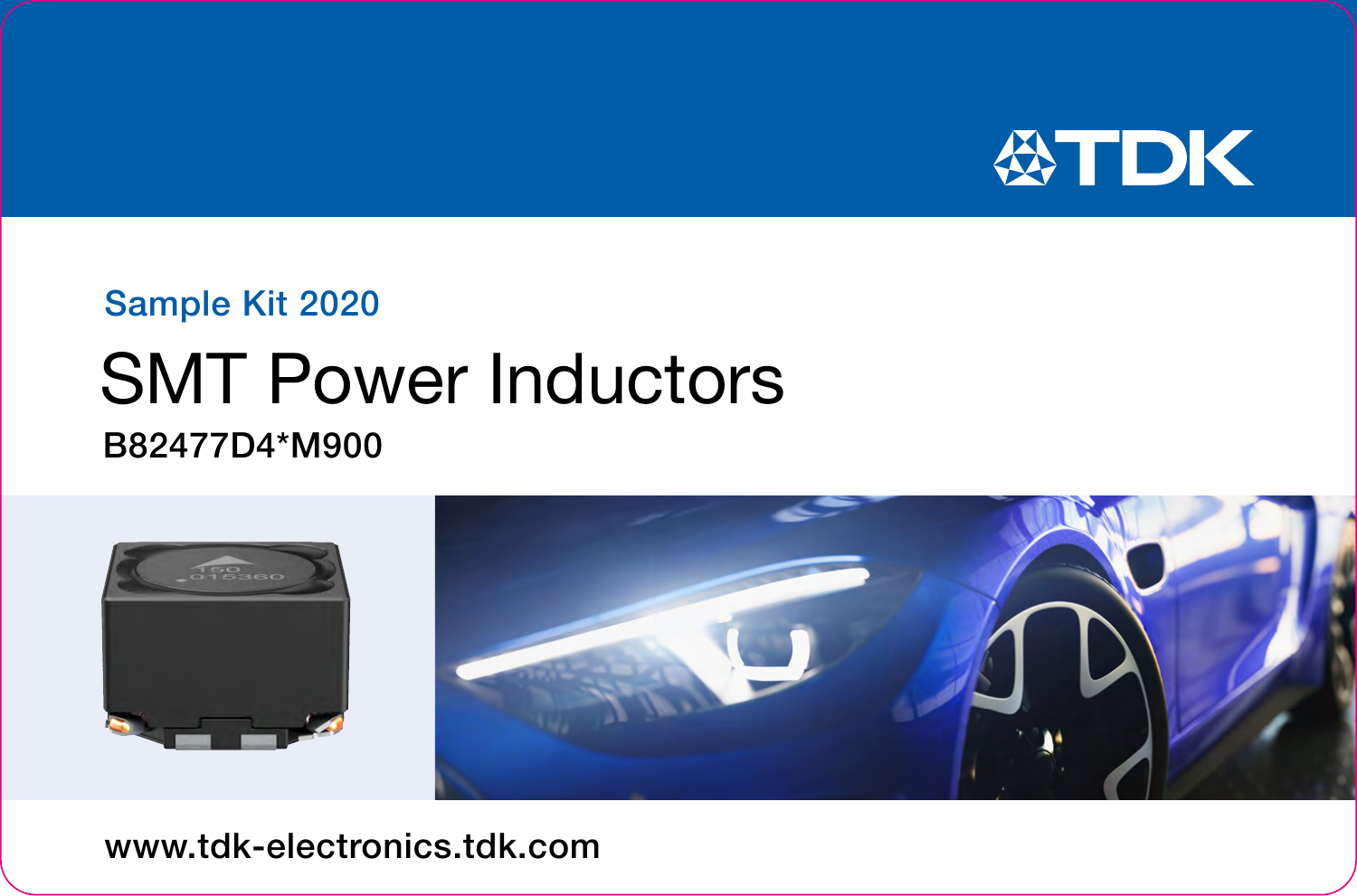TDK

Sample Kit 2020

# SMT Power Inductors

B82477D4*M900

www.tdk-electronics.tdk.com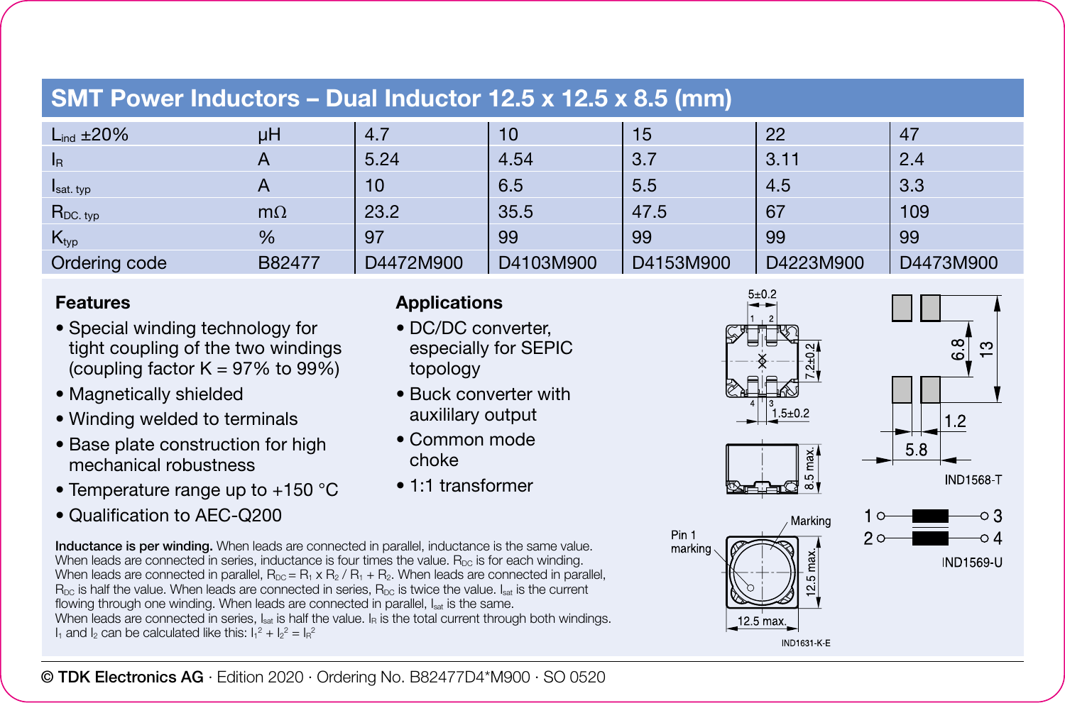## SMT Power Inductors – Dual Inductor 12.5 x 12.5 x 8.5 (mm)

| $L_{ind}$ ±20% | µH | 4.7 | 10 | 15 | 22 | 47 |
|---|---|---|---|---|---|---|
| $I_R$ | A | 5.24 | 4.54 | 3.7 | 3.11 | 2.4 |
| $I_{sat.\ typ}$ | A | 10 | 6.5 | 5.5 | 4.5 | 3.3 |
| $R_{DC.\ typ}$ | mΩ | 23.2 | 35.5 | 47.5 | 67 | 109 |
| $K_{typ}$ | % | 97 | 99 | 99 | 99 | 99 |
| Ordering code | B82477 | D4472M900 | D4103M900 | D4153M900 | D4223M900 | D4473M900 |

### Features

- Special winding technology for tight coupling of the two windings (coupling factor K = 97% to 99%)
- Magnetically shielded
- Winding welded to terminals
- Base plate construction for high mechanical robustness
- Temperature range up to +150 °C
- Qualification to AEC-Q200

### Applications

- DC/DC converter, especially for SEPIC topology
- Buck converter with auxililary output
- Common mode choke
- 1:1 transformer

**Inductance is per winding.** When leads are connected in parallel, inductance is the same value. When leads are connected in series, inductance is four times the value. $R_{DC}$ is for each winding. When leads are connected in parallel, $R_{DC} = R_1 \times R_2 / R_1 + R_2$. When leads are connected in parallel, $R_{DC}$ is half the value. When leads are connected in series, $R_{DC}$ is twice the value. $I_{sat}$ is the current flowing through one winding. When leads are connected in parallel, $I_{sat}$ is the same. When leads are connected in series, $I_{sat}$ is half the value. $I_R$ is the total current through both windings. $I_1$ and $I_2$ can be calculated like this: $I_1^2 + I_2^2 = I_R^2$

5±0.2 · 7.2±0.2 · 1.5±0.2 · 8.5 max. · 12.5 max. · 12.5 max. · Pin 1 marking · Marking · IND1631-K-E

6.8 · 13 · 1.2 · 5.8 · IND1568-T

1 — 3, 2 — 4 · IND1569-U

© TDK Electronics AG · Edition 2020 · Ordering No. B82477D4*M900 · SO 0520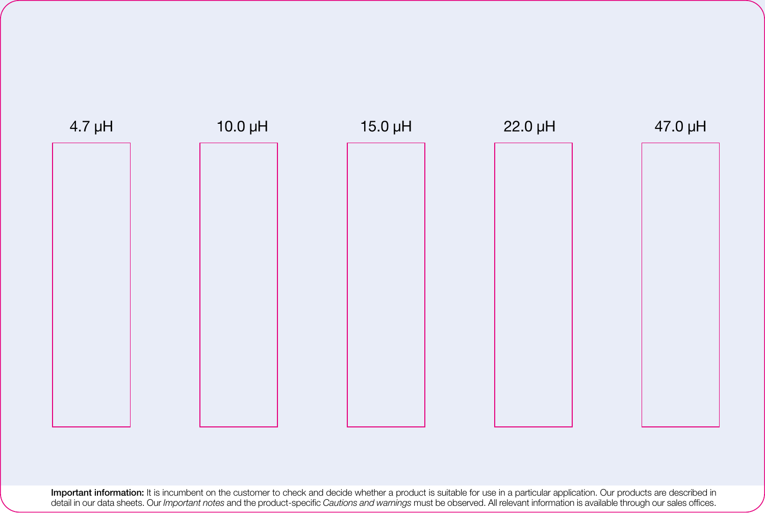4.7 µH

10.0 µH

15.0 µH

22.0 µH

47.0 µH

**Important information:** It is incumbent on the customer to check and decide whether a product is suitable for use in a particular application. Our products are described in detail in our data sheets. Our *Important notes* and the product-specific *Cautions and warnings* must be observed. All relevant information is available through our sales offices.